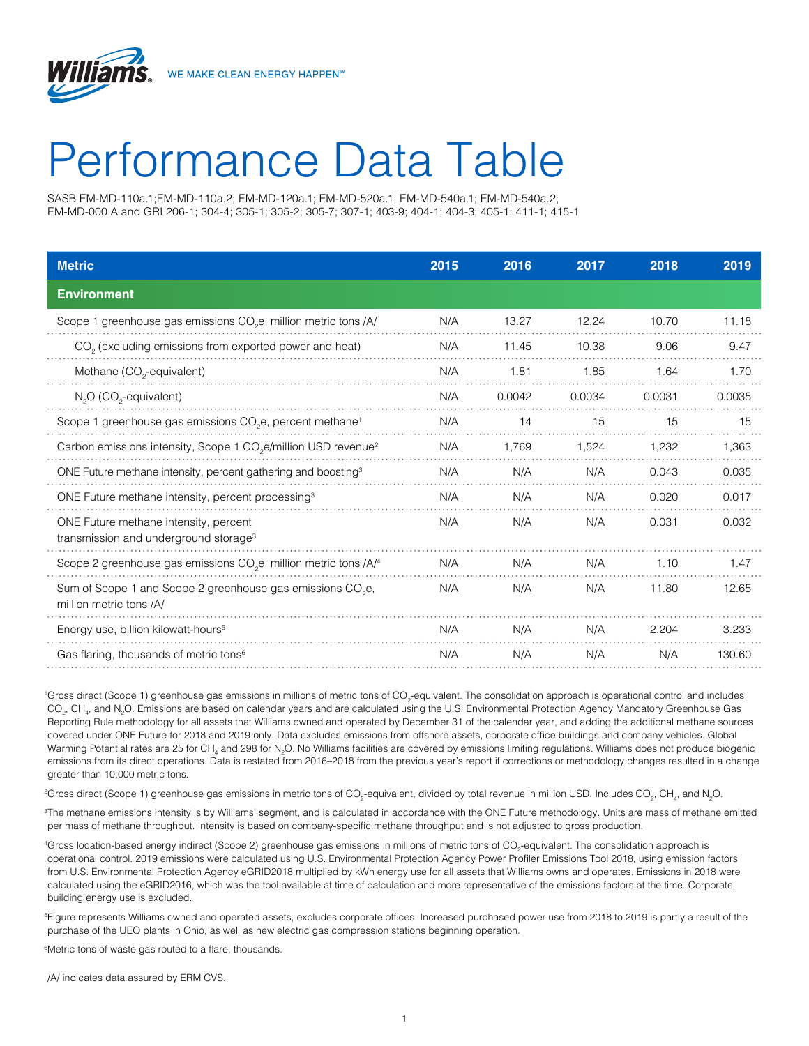WE MAKE CLEAN ENERGY HAPPEN℠

# Performance Data Table

SASB EM-MD-110a.1;EM-MD-110a.2; EM-MD-120a.1; EM-MD-520a.1; EM-MD-540a.1; EM-MD-540a.2; EM-MD-000.A and GRI 206-1; 304-4; 305-1; 305-2; 305-7; 307-1; 403-9; 404-1; 404-3; 405-1; 411-1; 415-1

| Metric | 2015 | 2016 | 2017 | 2018 | 2019 |
|---|---|---|---|---|---|
| **Environment** | | | | | |
| Scope 1 greenhouse gas emissions $CO_2$e, million metric tons /A/[1] | N/A | 13.27 | 12.24 | 10.70 | 11.18 |
| $CO_2$ (excluding emissions from exported power and heat) | N/A | 11.45 | 10.38 | 9.06 | 9.47 |
| Methane ($CO_2$-equivalent) | N/A | 1.81 | 1.85 | 1.64 | 1.70 |
| $N_2O$ ($CO_2$-equivalent) | N/A | 0.0042 | 0.0034 | 0.0031 | 0.0035 |
| Scope 1 greenhouse gas emissions $CO_2$e, percent methane[1] | N/A | 14 | 15 | 15 | 15 |
| Carbon emissions intensity, Scope 1 $CO_2$e/million USD revenue[2] | N/A | 1,769 | 1,524 | 1,232 | 1,363 |
| ONE Future methane intensity, percent gathering and boosting[3] | N/A | N/A | N/A | 0.043 | 0.035 |
| ONE Future methane intensity, percent processing[3] | N/A | N/A | N/A | 0.020 | 0.017 |
| ONE Future methane intensity, percent transmission and underground storage[3] | N/A | N/A | N/A | 0.031 | 0.032 |
| Scope 2 greenhouse gas emissions $CO_2$e, million metric tons /A/[4] | N/A | N/A | N/A | 1.10 | 1.47 |
| Sum of Scope 1 and Scope 2 greenhouse gas emissions $CO_2$e, million metric tons /A/ | N/A | N/A | N/A | 11.80 | 12.65 |
| Energy use, billion kilowatt-hours[5] | N/A | N/A | N/A | 2.204 | 3.233 |
| Gas flaring, thousands of metric tons[6] | N/A | N/A | N/A | N/A | 130.60 |

[1]Gross direct (Scope 1) greenhouse gas emissions in millions of metric tons of $CO_2$-equivalent. The consolidation approach is operational control and includes $CO_2$, $CH_4$, and $N_2O$. Emissions are based on calendar years and are calculated using the U.S. Environmental Protection Agency Mandatory Greenhouse Gas Reporting Rule methodology for all assets that Williams owned and operated by December 31 of the calendar year, and adding the additional methane sources covered under ONE Future for 2018 and 2019 only. Data excludes emissions from offshore assets, corporate office buildings and company vehicles. Global Warming Potential rates are 25 for $CH_4$ and 298 for $N_2O$. No Williams facilities are covered by emissions limiting regulations. Williams does not produce biogenic emissions from its direct operations. Data is restated from 2016–2018 from the previous year's report if corrections or methodology changes resulted in a change greater than 10,000 metric tons.

[2]Gross direct (Scope 1) greenhouse gas emissions in metric tons of $CO_2$-equivalent, divided by total revenue in million USD. Includes $CO_2$, $CH_4$, and $N_2O$.

[3]The methane emissions intensity is by Williams' segment, and is calculated in accordance with the ONE Future methodology. Units are mass of methane emitted per mass of methane throughput. Intensity is based on company-specific methane throughput and is not adjusted to gross production.

[4]Gross location-based energy indirect (Scope 2) greenhouse gas emissions in millions of metric tons of $CO_2$-equivalent. The consolidation approach is operational control. 2019 emissions were calculated using U.S. Environmental Protection Agency Power Profiler Emissions Tool 2018, using emission factors from U.S. Environmental Protection Agency eGRID2018 multiplied by kWh energy use for all assets that Williams owns and operates. Emissions in 2018 were calculated using the eGRID2016, which was the tool available at time of calculation and more representative of the emissions factors at the time. Corporate building energy use is excluded.

[5]Figure represents Williams owned and operated assets, excludes corporate offices. Increased purchased power use from 2018 to 2019 is partly a result of the purchase of the UEO plants in Ohio, as well as new electric gas compression stations beginning operation.

[6]Metric tons of waste gas routed to a flare, thousands.

/A/ indicates data assured by ERM CVS.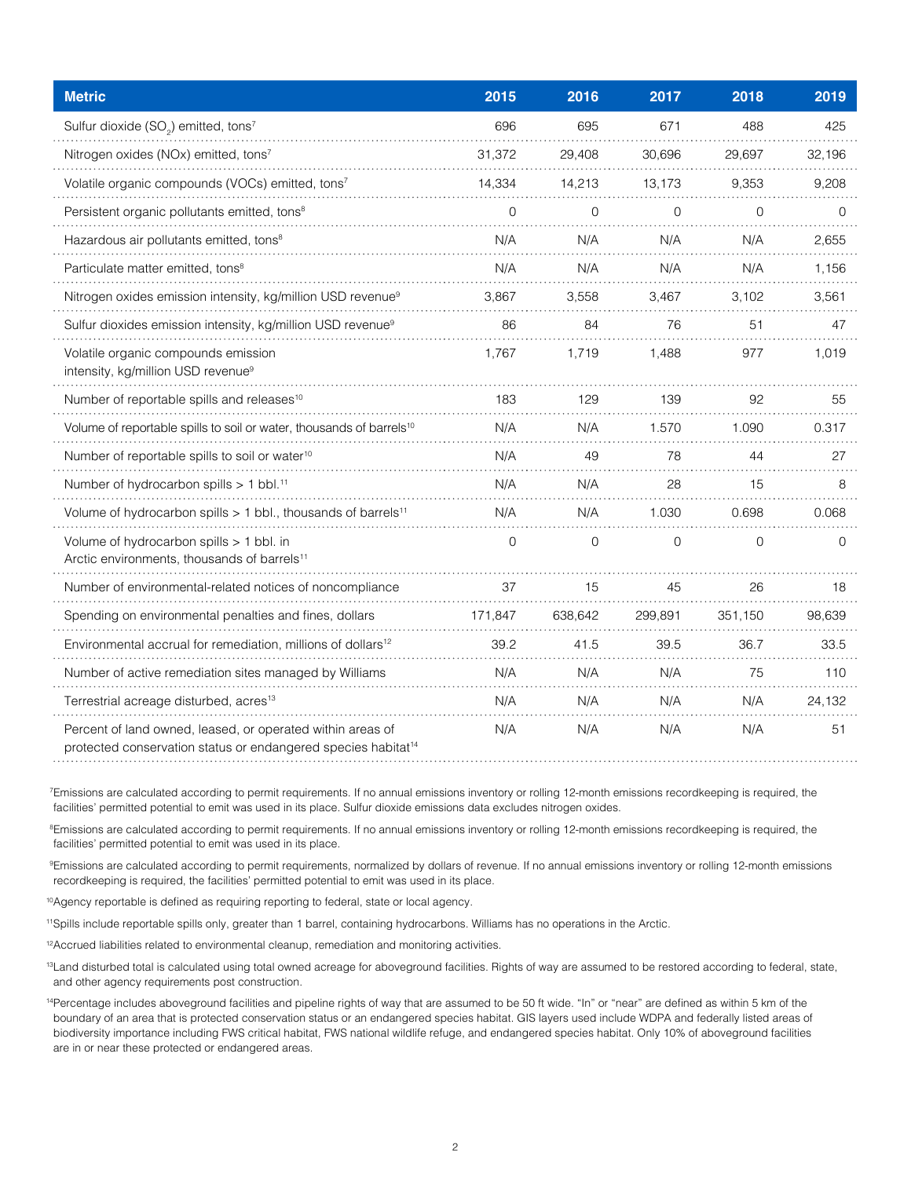| Metric | 2015 | 2016 | 2017 | 2018 | 2019 |
|---|---|---|---|---|---|
| Sulfur dioxide ($SO_2$) emitted, tons[7] | 696 | 695 | 671 | 488 | 425 |
| Nitrogen oxides (NOx) emitted, tons[7] | 31,372 | 29,408 | 30,696 | 29,697 | 32,196 |
| Volatile organic compounds (VOCs) emitted, tons[7] | 14,334 | 14,213 | 13,173 | 9,353 | 9,208 |
| Persistent organic pollutants emitted, tons[8] | 0 | 0 | 0 | 0 | 0 |
| Hazardous air pollutants emitted, tons[8] | N/A | N/A | N/A | N/A | 2,655 |
| Particulate matter emitted, tons[8] | N/A | N/A | N/A | N/A | 1,156 |
| Nitrogen oxides emission intensity, kg/million USD revenue[9] | 3,867 | 3,558 | 3,467 | 3,102 | 3,561 |
| Sulfur dioxides emission intensity, kg/million USD revenue[9] | 86 | 84 | 76 | 51 | 47 |
| Volatile organic compounds emission intensity, kg/million USD revenue[9] | 1,767 | 1,719 | 1,488 | 977 | 1,019 |
| Number of reportable spills and releases[10] | 183 | 129 | 139 | 92 | 55 |
| Volume of reportable spills to soil or water, thousands of barrels[10] | N/A | N/A | 1.570 | 1.090 | 0.317 |
| Number of reportable spills to soil or water[10] | N/A | 49 | 78 | 44 | 27 |
| Number of hydrocarbon spills > 1 bbl.[11] | N/A | N/A | 28 | 15 | 8 |
| Volume of hydrocarbon spills > 1 bbl., thousands of barrels[11] | N/A | N/A | 1.030 | 0.698 | 0.068 |
| Volume of hydrocarbon spills > 1 bbl. in Arctic environments, thousands of barrels[11] | 0 | 0 | 0 | 0 | 0 |
| Number of environmental-related notices of noncompliance | 37 | 15 | 45 | 26 | 18 |
| Spending on environmental penalties and fines, dollars | 171,847 | 638,642 | 299,891 | 351,150 | 98,639 |
| Environmental accrual for remediation, millions of dollars[12] | 39.2 | 41.5 | 39.5 | 36.7 | 33.5 |
| Number of active remediation sites managed by Williams | N/A | N/A | N/A | 75 | 110 |
| Terrestrial acreage disturbed, acres[13] | N/A | N/A | N/A | N/A | 24,132 |
| Percent of land owned, leased, or operated within areas of protected conservation status or endangered species habitat[14] | N/A | N/A | N/A | N/A | 51 |

[7]Emissions are calculated according to permit requirements. If no annual emissions inventory or rolling 12-month emissions recordkeeping is required, the facilities' permitted potential to emit was used in its place. Sulfur dioxide emissions data excludes nitrogen oxides.

[8]Emissions are calculated according to permit requirements. If no annual emissions inventory or rolling 12-month emissions recordkeeping is required, the facilities' permitted potential to emit was used in its place.

[9]Emissions are calculated according to permit requirements, normalized by dollars of revenue. If no annual emissions inventory or rolling 12-month emissions recordkeeping is required, the facilities' permitted potential to emit was used in its place.

[10]Agency reportable is defined as requiring reporting to federal, state or local agency.

[11]Spills include reportable spills only, greater than 1 barrel, containing hydrocarbons. Williams has no operations in the Arctic.

[12]Accrued liabilities related to environmental cleanup, remediation and monitoring activities.

[13]Land disturbed total is calculated using total owned acreage for aboveground facilities. Rights of way are assumed to be restored according to federal, state, and other agency requirements post construction.

[14]Percentage includes aboveground facilities and pipeline rights of way that are assumed to be 50 ft wide. "In" or "near" are defined as within 5 km of the boundary of an area that is protected conservation status or an endangered species habitat. GIS layers used include WDPA and federally listed areas of biodiversity importance including FWS critical habitat, FWS national wildlife refuge, and endangered species habitat. Only 10% of aboveground facilities are in or near these protected or endangered areas.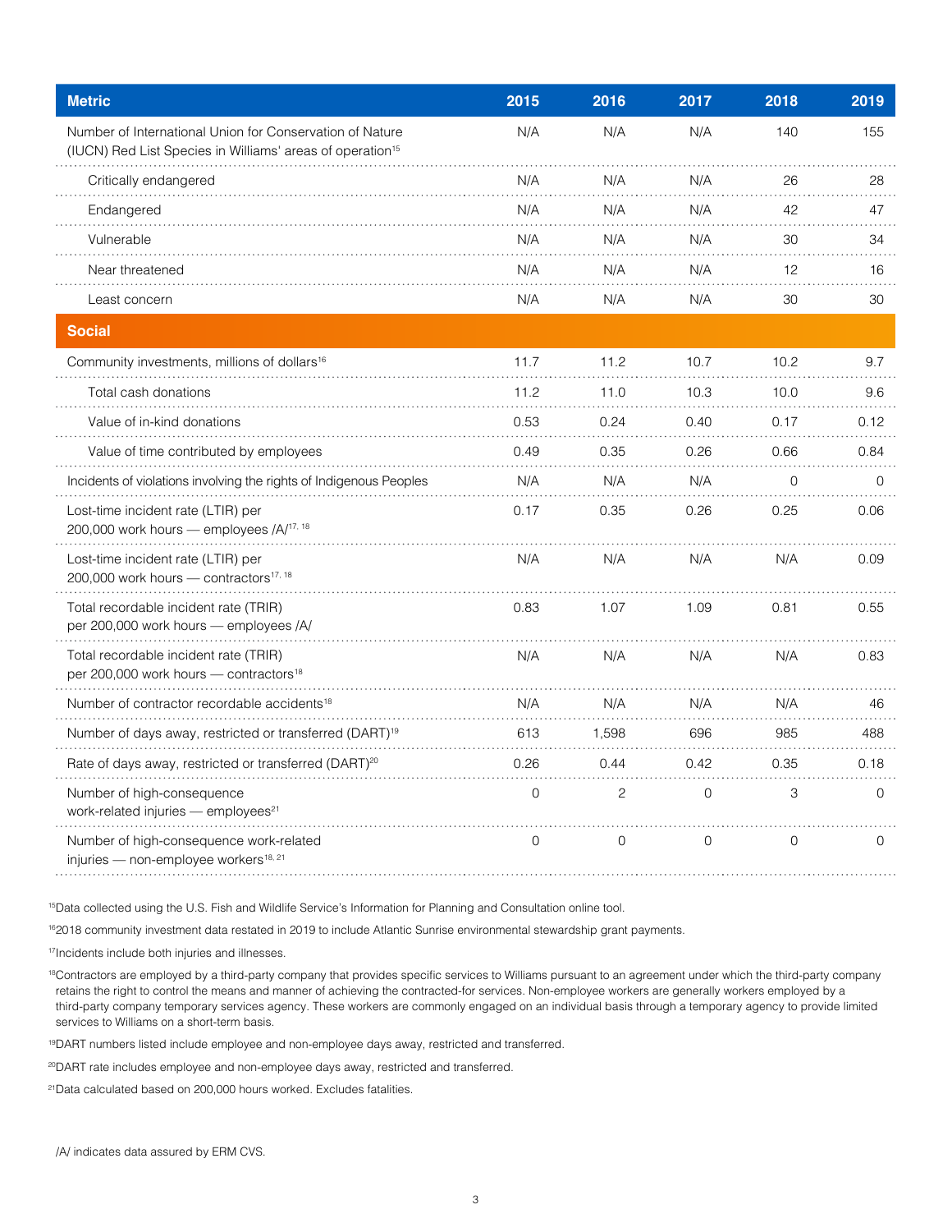| Metric | 2015 | 2016 | 2017 | 2018 | 2019 |
|---|---|---|---|---|---|
| Number of International Union for Conservation of Nature (IUCN) Red List Species in Williams' areas of operation[15] | N/A | N/A | N/A | 140 | 155 |
| Critically endangered | N/A | N/A | N/A | 26 | 28 |
| Endangered | N/A | N/A | N/A | 42 | 47 |
| Vulnerable | N/A | N/A | N/A | 30 | 34 |
| Near threatened | N/A | N/A | N/A | 12 | 16 |
| Least concern | N/A | N/A | N/A | 30 | 30 |
| **Social** | | | | | |
| Community investments, millions of dollars[16] | 11.7 | 11.2 | 10.7 | 10.2 | 9.7 |
| Total cash donations | 11.2 | 11.0 | 10.3 | 10.0 | 9.6 |
| Value of in-kind donations | 0.53 | 0.24 | 0.40 | 0.17 | 0.12 |
| Value of time contributed by employees | 0.49 | 0.35 | 0.26 | 0.66 | 0.84 |
| Incidents of violations involving the rights of Indigenous Peoples | N/A | N/A | N/A | 0 | 0 |
| Lost-time incident rate (LTIR) per 200,000 work hours — employees /A/[17, 18] | 0.17 | 0.35 | 0.26 | 0.25 | 0.06 |
| Lost-time incident rate (LTIR) per 200,000 work hours — contractors[17, 18] | N/A | N/A | N/A | N/A | 0.09 |
| Total recordable incident rate (TRIR) per 200,000 work hours — employees /A/ | 0.83 | 1.07 | 1.09 | 0.81 | 0.55 |
| Total recordable incident rate (TRIR) per 200,000 work hours — contractors[18] | N/A | N/A | N/A | N/A | 0.83 |
| Number of contractor recordable accidents[18] | N/A | N/A | N/A | N/A | 46 |
| Number of days away, restricted or transferred (DART)[19] | 613 | 1,598 | 696 | 985 | 488 |
| Rate of days away, restricted or transferred (DART)[20] | 0.26 | 0.44 | 0.42 | 0.35 | 0.18 |
| Number of high-consequence work-related injuries — employees[21] | 0 | 2 | 0 | 3 | 0 |
| Number of high-consequence work-related injuries — non-employee workers[18, 21] | 0 | 0 | 0 | 0 | 0 |

[15]Data collected using the U.S. Fish and Wildlife Service's Information for Planning and Consultation online tool.

[16]2018 community investment data restated in 2019 to include Atlantic Sunrise environmental stewardship grant payments.

[17]Incidents include both injuries and illnesses.

[18]Contractors are employed by a third-party company that provides specific services to Williams pursuant to an agreement under which the third-party company retains the right to control the means and manner of achieving the contracted-for services. Non-employee workers are generally workers employed by a third-party company temporary services agency. These workers are commonly engaged on an individual basis through a temporary agency to provide limited services to Williams on a short-term basis.

[19]DART numbers listed include employee and non-employee days away, restricted and transferred.

[20]DART rate includes employee and non-employee days away, restricted and transferred.

[21]Data calculated based on 200,000 hours worked. Excludes fatalities.

/A/ indicates data assured by ERM CVS.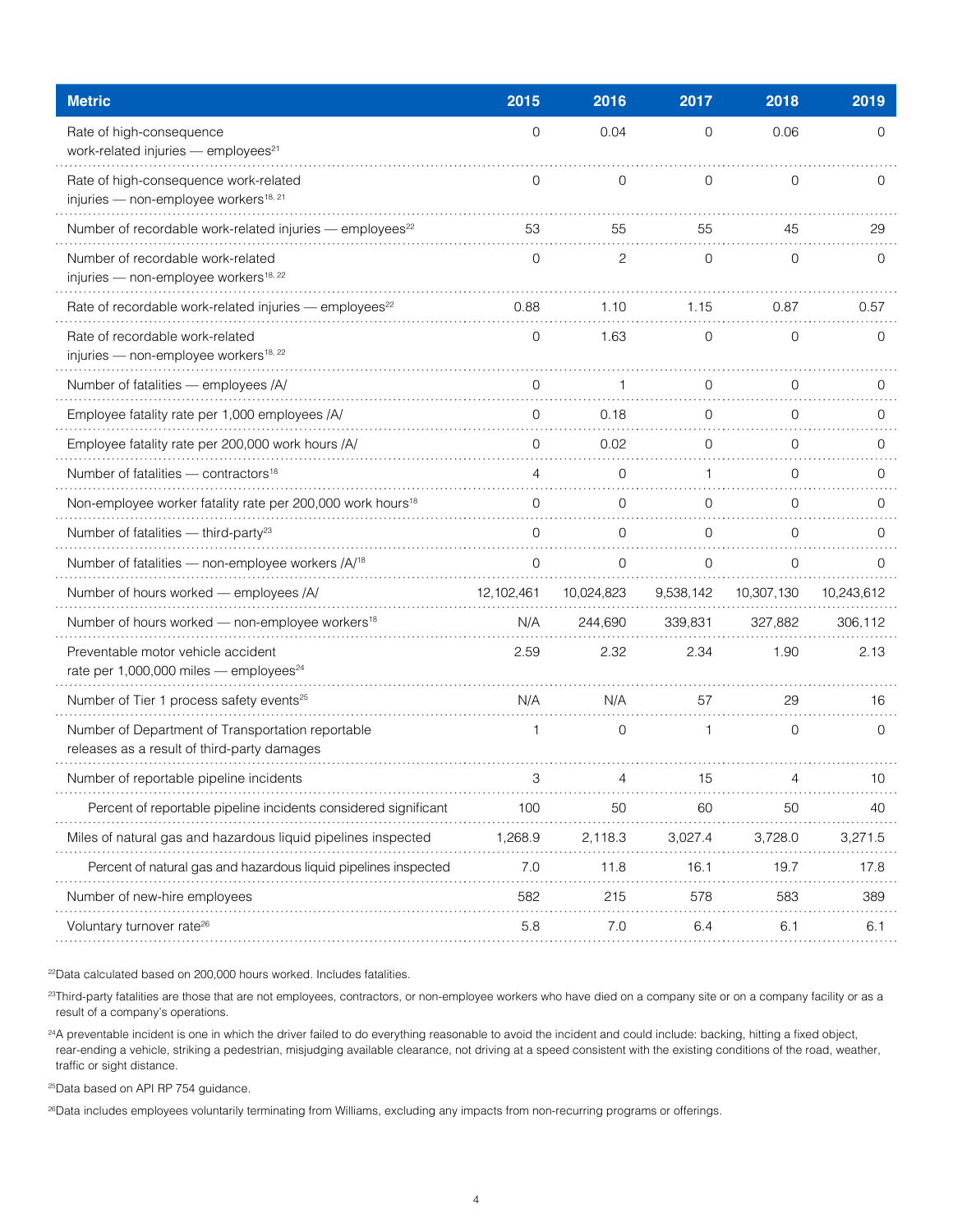| Metric | 2015 | 2016 | 2017 | 2018 | 2019 |
|---|---|---|---|---|---|
| Rate of high-consequence work-related injuries — employees[21] | 0 | 0.04 | 0 | 0.06 | 0 |
| Rate of high-consequence work-related injuries — non-employee workers[18, 21] | 0 | 0 | 0 | 0 | 0 |
| Number of recordable work-related injuries — employees[22] | 53 | 55 | 55 | 45 | 29 |
| Number of recordable work-related injuries — non-employee workers[18, 22] | 0 | 2 | 0 | 0 | 0 |
| Rate of recordable work-related injuries — employees[22] | 0.88 | 1.10 | 1.15 | 0.87 | 0.57 |
| Rate of recordable work-related injuries — non-employee workers[18, 22] | 0 | 1.63 | 0 | 0 | 0 |
| Number of fatalities — employees /A/ | 0 | 1 | 0 | 0 | 0 |
| Employee fatality rate per 1,000 employees /A/ | 0 | 0.18 | 0 | 0 | 0 |
| Employee fatality rate per 200,000 work hours /A/ | 0 | 0.02 | 0 | 0 | 0 |
| Number of fatalities — contractors[18] | 4 | 0 | 1 | 0 | 0 |
| Non-employee worker fatality rate per 200,000 work hours[18] | 0 | 0 | 0 | 0 | 0 |
| Number of fatalities — third-party[23] | 0 | 0 | 0 | 0 | 0 |
| Number of fatalities — non-employee workers /A/[18] | 0 | 0 | 0 | 0 | 0 |
| Number of hours worked — employees /A/ | 12,102,461 | 10,024,823 | 9,538,142 | 10,307,130 | 10,243,612 |
| Number of hours worked — non-employee workers[18] | N/A | 244,690 | 339,831 | 327,882 | 306,112 |
| Preventable motor vehicle accident rate per 1,000,000 miles — employees[24] | 2.59 | 2.32 | 2.34 | 1.90 | 2.13 |
| Number of Tier 1 process safety events[25] | N/A | N/A | 57 | 29 | 16 |
| Number of Department of Transportation reportable releases as a result of third-party damages | 1 | 0 | 1 | 0 | 0 |
| Number of reportable pipeline incidents | 3 | 4 | 15 | 4 | 10 |
| Percent of reportable pipeline incidents considered significant | 100 | 50 | 60 | 50 | 40 |
| Miles of natural gas and hazardous liquid pipelines inspected | 1,268.9 | 2,118.3 | 3,027.4 | 3,728.0 | 3,271.5 |
| Percent of natural gas and hazardous liquid pipelines inspected | 7.0 | 11.8 | 16.1 | 19.7 | 17.8 |
| Number of new-hire employees | 582 | 215 | 578 | 583 | 389 |
| Voluntary turnover rate[26] | 5.8 | 7.0 | 6.4 | 6.1 | 6.1 |

[22]Data calculated based on 200,000 hours worked. Includes fatalities.

[23]Third-party fatalities are those that are not employees, contractors, or non-employee workers who have died on a company site or on a company facility or as a result of a company's operations.

[24]A preventable incident is one in which the driver failed to do everything reasonable to avoid the incident and could include: backing, hitting a fixed object, rear-ending a vehicle, striking a pedestrian, misjudging available clearance, not driving at a speed consistent with the existing conditions of the road, weather, traffic or sight distance.

[25]Data based on API RP 754 guidance.

[26]Data includes employees voluntarily terminating from Williams, excluding any impacts from non-recurring programs or offerings.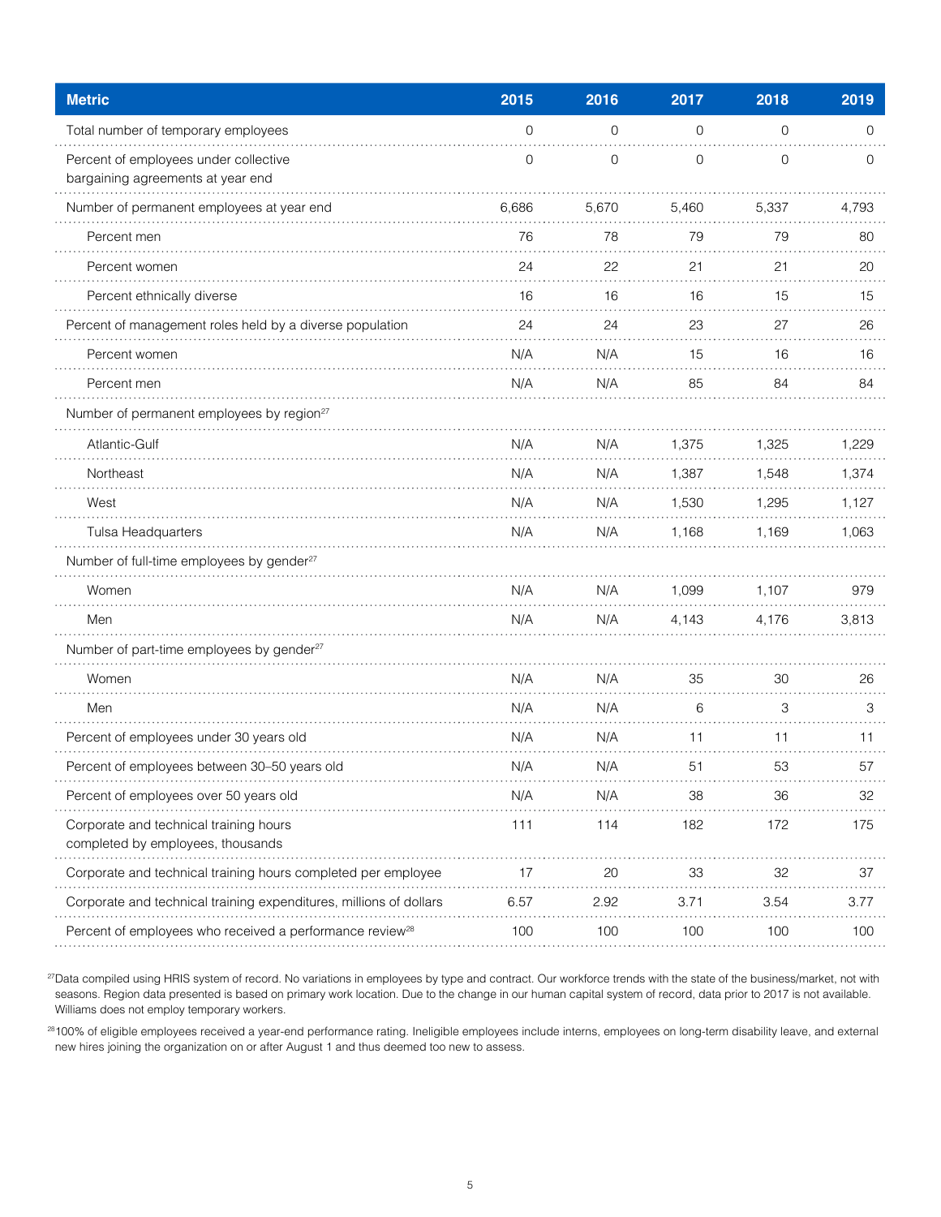| Metric | 2015 | 2016 | 2017 | 2018 | 2019 |
|---|---|---|---|---|---|
| Total number of temporary employees | 0 | 0 | 0 | 0 | 0 |
| Percent of employees under collective bargaining agreements at year end | 0 | 0 | 0 | 0 | 0 |
| Number of permanent employees at year end | 6,686 | 5,670 | 5,460 | 5,337 | 4,793 |
| Percent men | 76 | 78 | 79 | 79 | 80 |
| Percent women | 24 | 22 | 21 | 21 | 20 |
| Percent ethnically diverse | 16 | 16 | 16 | 15 | 15 |
| Percent of management roles held by a diverse population | 24 | 24 | 23 | 27 | 26 |
| Percent women | N/A | N/A | 15 | 16 | 16 |
| Percent men | N/A | N/A | 85 | 84 | 84 |
| Number of permanent employees by region[27] | | | | | |
| Atlantic-Gulf | N/A | N/A | 1,375 | 1,325 | 1,229 |
| Northeast | N/A | N/A | 1,387 | 1,548 | 1,374 |
| West | N/A | N/A | 1,530 | 1,295 | 1,127 |
| Tulsa Headquarters | N/A | N/A | 1,168 | 1,169 | 1,063 |
| Number of full-time employees by gender[27] | | | | | |
| Women | N/A | N/A | 1,099 | 1,107 | 979 |
| Men | N/A | N/A | 4,143 | 4,176 | 3,813 |
| Number of part-time employees by gender[27] | | | | | |
| Women | N/A | N/A | 35 | 30 | 26 |
| Men | N/A | N/A | 6 | 3 | 3 |
| Percent of employees under 30 years old | N/A | N/A | 11 | 11 | 11 |
| Percent of employees between 30–50 years old | N/A | N/A | 51 | 53 | 57 |
| Percent of employees over 50 years old | N/A | N/A | 38 | 36 | 32 |
| Corporate and technical training hours completed by employees, thousands | 111 | 114 | 182 | 172 | 175 |
| Corporate and technical training hours completed per employee | 17 | 20 | 33 | 32 | 37 |
| Corporate and technical training expenditures, millions of dollars | 6.57 | 2.92 | 3.71 | 3.54 | 3.77 |
| Percent of employees who received a performance review[28] | 100 | 100 | 100 | 100 | 100 |

[27]Data compiled using HRIS system of record. No variations in employees by type and contract. Our workforce trends with the state of the business/market, not with seasons. Region data presented is based on primary work location. Due to the change in our human capital system of record, data prior to 2017 is not available. Williams does not employ temporary workers.

[28]100% of eligible employees received a year-end performance rating. Ineligible employees include interns, employees on long-term disability leave, and external new hires joining the organization on or after August 1 and thus deemed too new to assess.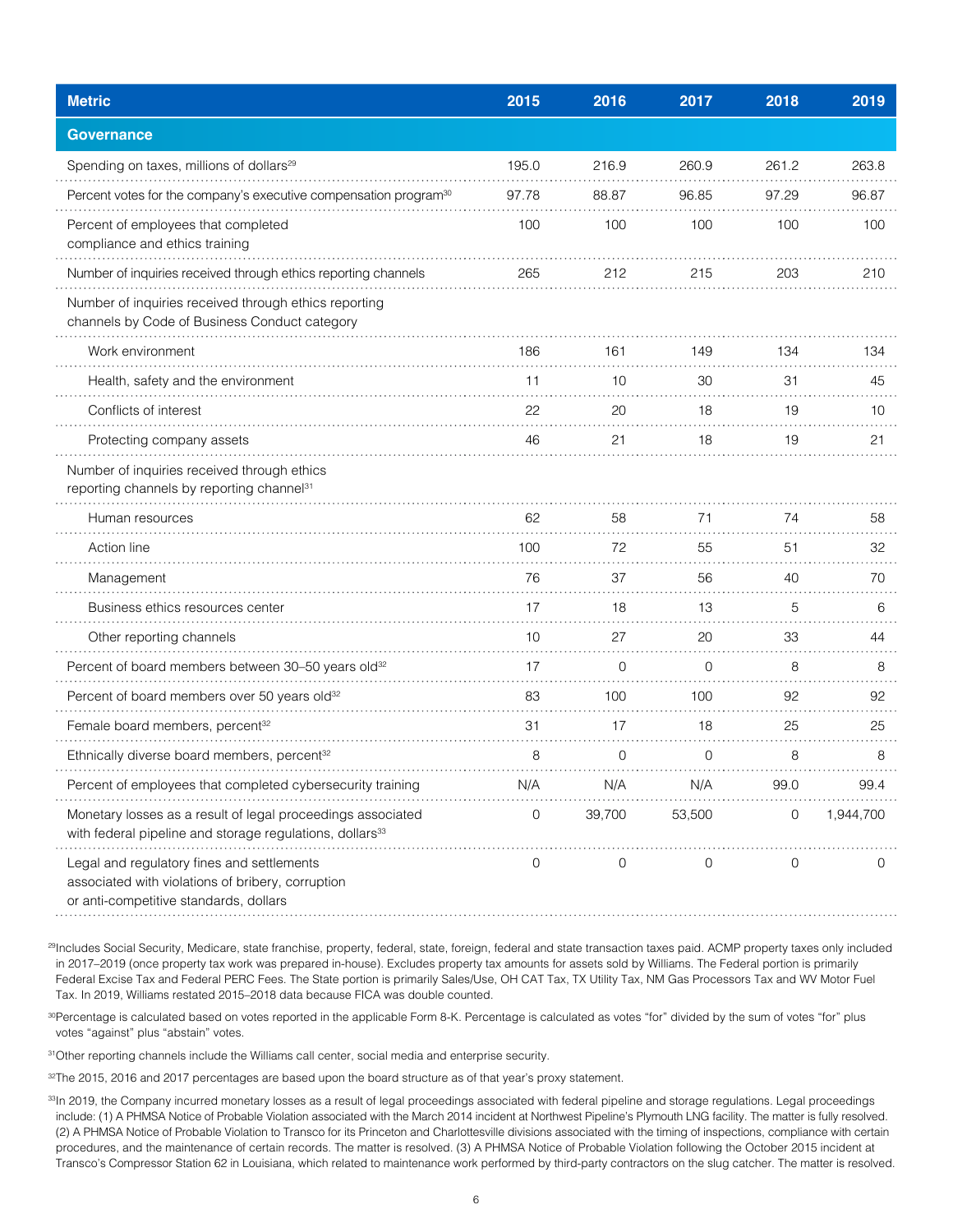| Metric | 2015 | 2016 | 2017 | 2018 | 2019 |
|---|---|---|---|---|---|
| **Governance** | | | | | |
| Spending on taxes, millions of dollars[29] | 195.0 | 216.9 | 260.9 | 261.2 | 263.8 |
| Percent votes for the company's executive compensation program[30] | 97.78 | 88.87 | 96.85 | 97.29 | 96.87 |
| Percent of employees that completed compliance and ethics training | 100 | 100 | 100 | 100 | 100 |
| Number of inquiries received through ethics reporting channels | 265 | 212 | 215 | 203 | 210 |
| Number of inquiries received through ethics reporting channels by Code of Business Conduct category | | | | | |
| Work environment | 186 | 161 | 149 | 134 | 134 |
| Health, safety and the environment | 11 | 10 | 30 | 31 | 45 |
| Conflicts of interest | 22 | 20 | 18 | 19 | 10 |
| Protecting company assets | 46 | 21 | 18 | 19 | 21 |
| Number of inquiries received through ethics reporting channels by reporting channel[31] | | | | | |
| Human resources | 62 | 58 | 71 | 74 | 58 |
| Action line | 100 | 72 | 55 | 51 | 32 |
| Management | 76 | 37 | 56 | 40 | 70 |
| Business ethics resources center | 17 | 18 | 13 | 5 | 6 |
| Other reporting channels | 10 | 27 | 20 | 33 | 44 |
| Percent of board members between 30–50 years old[32] | 17 | 0 | 0 | 8 | 8 |
| Percent of board members over 50 years old[32] | 83 | 100 | 100 | 92 | 92 |
| Female board members, percent[32] | 31 | 17 | 18 | 25 | 25 |
| Ethnically diverse board members, percent[32] | 8 | 0 | 0 | 8 | 8 |
| Percent of employees that completed cybersecurity training | N/A | N/A | N/A | 99.0 | 99.4 |
| Monetary losses as a result of legal proceedings associated with federal pipeline and storage regulations, dollars[33] | 0 | 39,700 | 53,500 | 0 | 1,944,700 |
| Legal and regulatory fines and settlements associated with violations of bribery, corruption or anti-competitive standards, dollars | 0 | 0 | 0 | 0 | 0 |

[29] Includes Social Security, Medicare, state franchise, property, federal, state, foreign, federal and state transaction taxes paid. ACMP property taxes only included in 2017–2019 (once property tax work was prepared in-house). Excludes property tax amounts for assets sold by Williams. The Federal portion is primarily Federal Excise Tax and Federal PERC Fees. The State portion is primarily Sales/Use, OH CAT Tax, TX Utility Tax, NM Gas Processors Tax and WV Motor Fuel Tax. In 2019, Williams restated 2015–2018 data because FICA was double counted.

[30] Percentage is calculated based on votes reported in the applicable Form 8-K. Percentage is calculated as votes "for" divided by the sum of votes "for" plus votes "against" plus "abstain" votes.

[31] Other reporting channels include the Williams call center, social media and enterprise security.

[32] The 2015, 2016 and 2017 percentages are based upon the board structure as of that year's proxy statement.

[33] In 2019, the Company incurred monetary losses as a result of legal proceedings associated with federal pipeline and storage regulations. Legal proceedings include: (1) A PHMSA Notice of Probable Violation associated with the March 2014 incident at Northwest Pipeline's Plymouth LNG facility. The matter is fully resolved. (2) A PHMSA Notice of Probable Violation to Transco for its Princeton and Charlottesville divisions associated with the timing of inspections, compliance with certain procedures, and the maintenance of certain records. The matter is resolved. (3) A PHMSA Notice of Probable Violation following the October 2015 incident at Transco's Compressor Station 62 in Louisiana, which related to maintenance work performed by third-party contractors on the slug catcher. The matter is resolved.